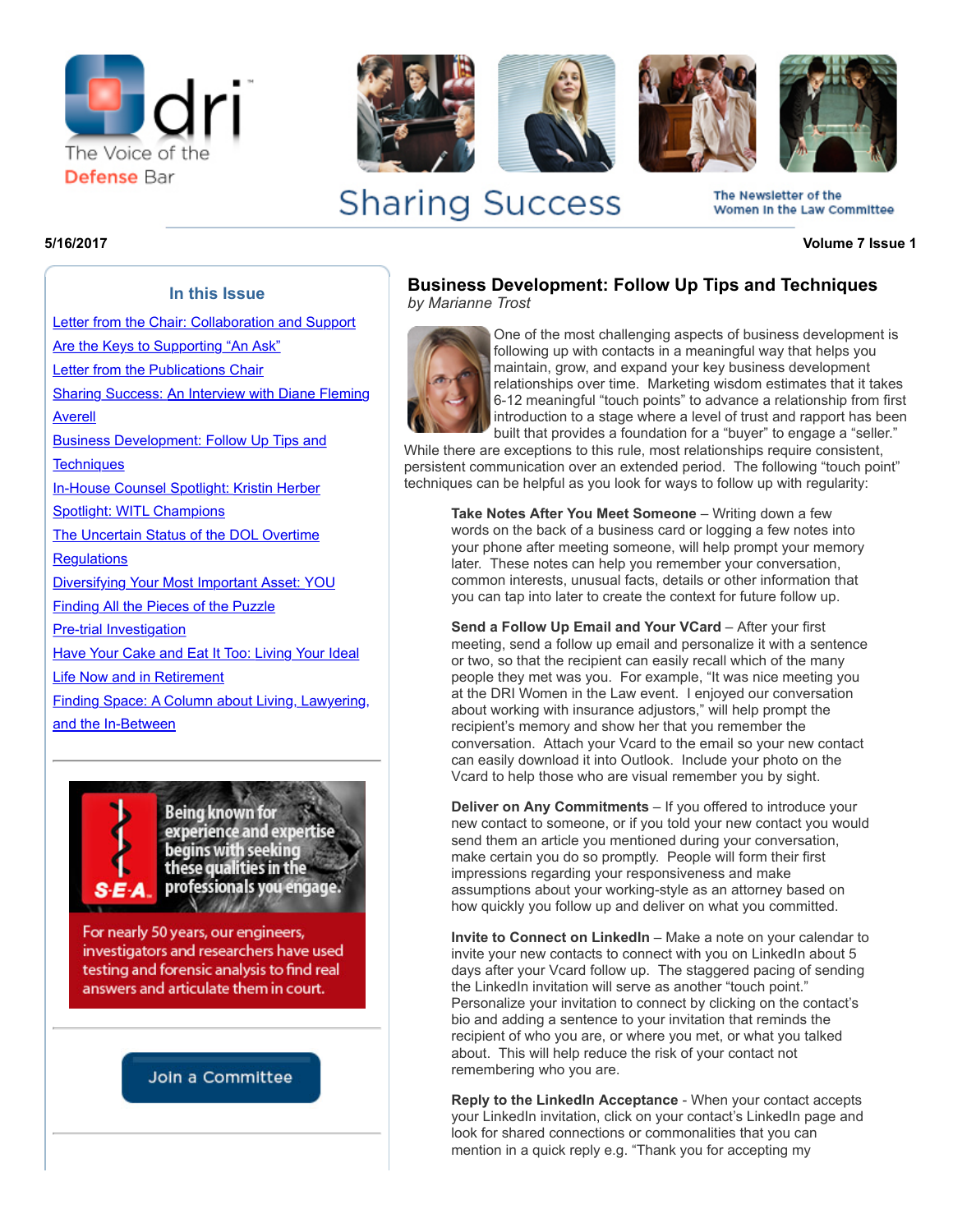dri The Voice of the Defense Bar

# Sharing Success

The Newsletter of the Women In the Law Committee

5/16/2017

Volume 7 Issue 1

## In this Issue

- Letter from the Chair: Collaboration and Support
- Are the Keys to Supporting "An Ask"
- Letter from the Publications Chair
- Sharing Success: An Interview with Diane Fleming Averell
- Business Development: Follow Up Tips and Techniques
- In-House Counsel Spotlight: Kristin Herber
- Spotlight: WITL Champions
- The Uncertain Status of the DOL Overtime Regulations
- Diversifying Your Most Important Asset: YOU
- Finding All the Pieces of the Puzzle
- Pre-trial Investigation
- Have Your Cake and Eat It Too: Living Your Ideal Life Now and in Retirement
- Finding Space: A Column about Living, Lawyering, and the In-Between

S-E-A. Being known for experience and expertise begins with seeking these qualities in the professionals you engage.

For nearly 50 years, our engineers, investigators and researchers have used testing and forensic analysis to find real answers and articulate them in court.

Join a Committee

## Business Development: Follow Up Tips and Techniques

*by Marianne Trost*

One of the most challenging aspects of business development is following up with contacts in a meaningful way that helps you maintain, grow, and expand your key business development relationships over time. Marketing wisdom estimates that it takes 6-12 meaningful "touch points" to advance a relationship from first introduction to a stage where a level of trust and rapport has been built that provides a foundation for a "buyer" to engage a "seller." While there are exceptions to this rule, most relationships require consistent, persistent communication over an extended period. The following "touch point" techniques can be helpful as you look for ways to follow up with regularity:

**Take Notes After You Meet Someone** – Writing down a few words on the back of a business card or logging a few notes into your phone after meeting someone, will help prompt your memory later. These notes can help you remember your conversation, common interests, unusual facts, details or other information that you can tap into later to create the context for future follow up.

**Send a Follow Up Email and Your VCard** – After your first meeting, send a follow up email and personalize it with a sentence or two, so that the recipient can easily recall which of the many people they met was you. For example, "It was nice meeting you at the DRI Women in the Law event. I enjoyed our conversation about working with insurance adjustors," will help prompt the recipient's memory and show her that you remember the conversation. Attach your Vcard to the email so your new contact can easily download it into Outlook. Include your photo on the Vcard to help those who are visual remember you by sight.

**Deliver on Any Commitments** – If you offered to introduce your new contact to someone, or if you told your new contact you would send them an article you mentioned during your conversation, make certain you do so promptly. People will form their first impressions regarding your responsiveness and make assumptions about your working-style as an attorney based on how quickly you follow up and deliver on what you committed.

**Invite to Connect on LinkedIn** – Make a note on your calendar to invite your new contacts to connect with you on LinkedIn about 5 days after your Vcard follow up. The staggered pacing of sending the LinkedIn invitation will serve as another "touch point." Personalize your invitation to connect by clicking on the contact's bio and adding a sentence to your invitation that reminds the recipient of who you are, or where you met, or what you talked about. This will help reduce the risk of your contact not remembering who you are.

**Reply to the LinkedIn Acceptance** - When your contact accepts your LinkedIn invitation, click on your contact's LinkedIn page and look for shared connections or commonalities that you can mention in a quick reply e.g. "Thank you for accepting my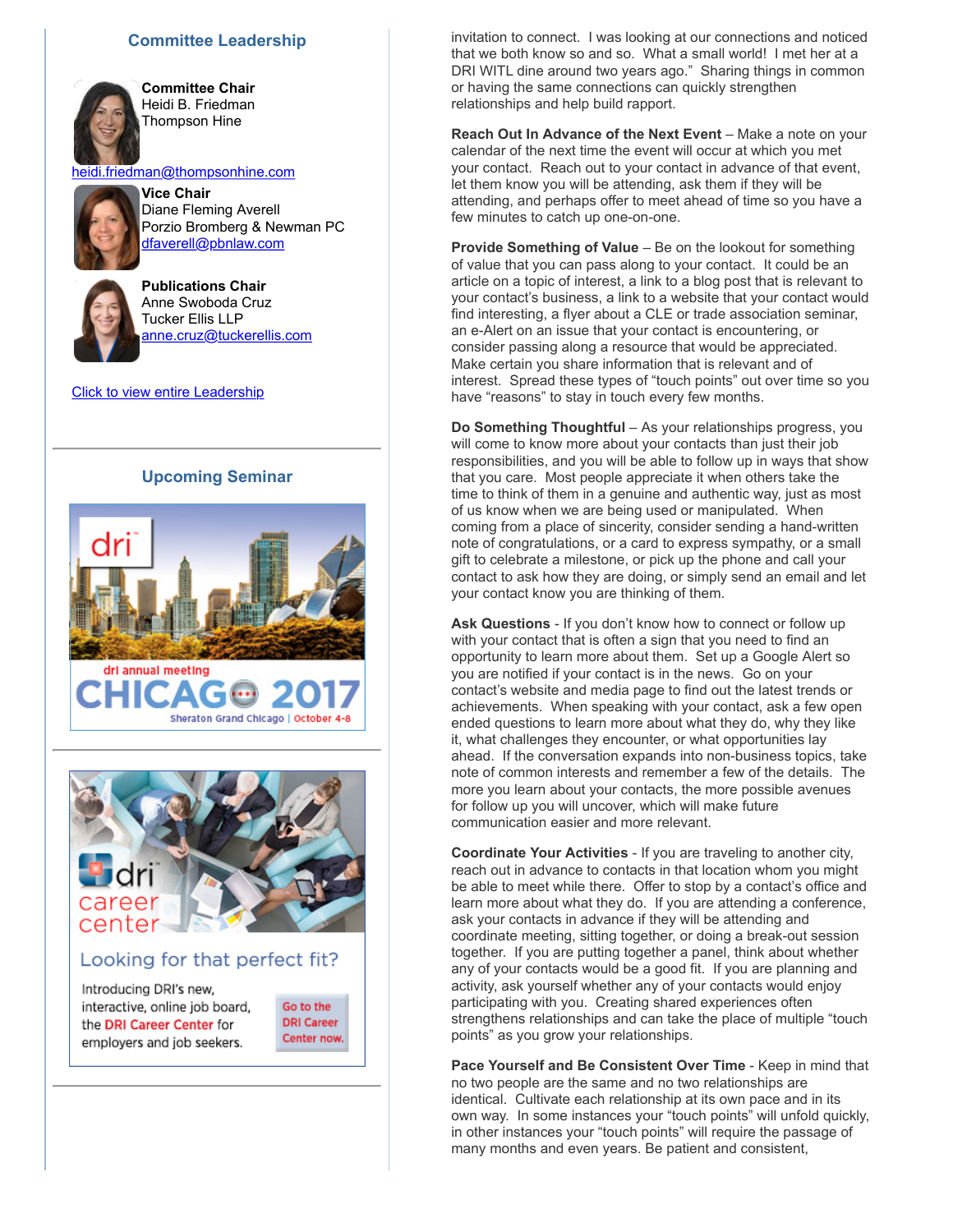## Committee Leadership

**Committee Chair**
Heidi B. Friedman
Thompson Hine
heidi.friedman@thompsonhine.com

**Vice Chair**
Diane Fleming Averell
Porzio Bromberg & Newman PC
dfaverell@pbnlaw.com

**Publications Chair**
Anne Swoboda Cruz
Tucker Ellis LLP
anne.cruz@tuckerellis.com

Click to view entire Leadership

## Upcoming Seminar

dri annual meeting
CHICAGO 2017
Sheraton Grand Chicago | October 4-8

dri career center

Looking for that perfect fit?

Introducing DRI's new, interactive, online job board, the DRI Career Center for employers and job seekers.

Go to the DRI Career Center now.

invitation to connect. I was looking at our connections and noticed that we both know so and so. What a small world! I met her at a DRI WITL dine around two years ago." Sharing things in common or having the same connections can quickly strengthen relationships and help build rapport.

**Reach Out In Advance of the Next Event** – Make a note on your calendar of the next time the event will occur at which you met your contact. Reach out to your contact in advance of that event, let them know you will be attending, ask them if they will be attending, and perhaps offer to meet ahead of time so you have a few minutes to catch up one-on-one.

**Provide Something of Value** – Be on the lookout for something of value that you can pass along to your contact. It could be an article on a topic of interest, a link to a blog post that is relevant to your contact's business, a link to a website that your contact would find interesting, a flyer about a CLE or trade association seminar, an e-Alert on an issue that your contact is encountering, or consider passing along a resource that would be appreciated. Make certain you share information that is relevant and of interest. Spread these types of "touch points" out over time so you have "reasons" to stay in touch every few months.

**Do Something Thoughtful** – As your relationships progress, you will come to know more about your contacts than just their job responsibilities, and you will be able to follow up in ways that show that you care. Most people appreciate it when others take the time to think of them in a genuine and authentic way, just as most of us know when we are being used or manipulated. When coming from a place of sincerity, consider sending a hand-written note of congratulations, or a card to express sympathy, or a small gift to celebrate a milestone, or pick up the phone and call your contact to ask how they are doing, or simply send an email and let your contact know you are thinking of them.

**Ask Questions** - If you don't know how to connect or follow up with your contact that is often a sign that you need to find an opportunity to learn more about them. Set up a Google Alert so you are notified if your contact is in the news. Go on your contact's website and media page to find out the latest trends or achievements. When speaking with your contact, ask a few open ended questions to learn more about what they do, why they like it, what challenges they encounter, or what opportunities lay ahead. If the conversation expands into non-business topics, take note of common interests and remember a few of the details. The more you learn about your contacts, the more possible avenues for follow up you will uncover, which will make future communication easier and more relevant.

**Coordinate Your Activities** - If you are traveling to another city, reach out in advance to contacts in that location whom you might be able to meet while there. Offer to stop by a contact's office and learn more about what they do. If you are attending a conference, ask your contacts in advance if they will be attending and coordinate meeting, sitting together, or doing a break-out session together. If you are putting together a panel, think about whether any of your contacts would be a good fit. If you are planning and activity, ask yourself whether any of your contacts would enjoy participating with you. Creating shared experiences often strengthens relationships and can take the place of multiple "touch points" as you grow your relationships.

**Pace Yourself and Be Consistent Over Time** - Keep in mind that no two people are the same and no two relationships are identical. Cultivate each relationship at its own pace and in its own way. In some instances your "touch points" will unfold quickly, in other instances your "touch points" will require the passage of many months and even years. Be patient and consistent,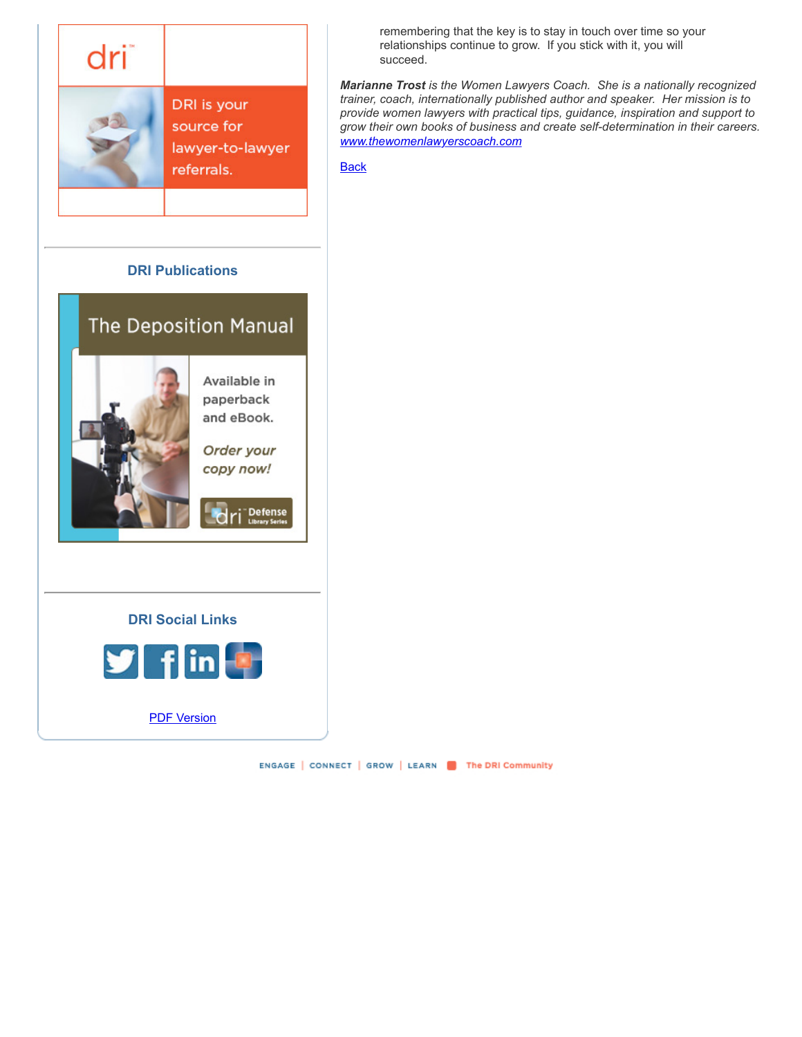remembering that the key is to stay in touch over time so your relationships continue to grow. If you stick with it, you will succeed.

***Marianne Trost*** *is the Women Lawyers Coach. She is a nationally recognized trainer, coach, internationally published author and speaker. Her mission is to provide women lawyers with practical tips, guidance, inspiration and support to grow their own books of business and create self-determination in their careers.* *www.thewomenlawyerscoach.com*

Back

DRI is your source for lawyer-to-lawyer referrals.

## DRI Publications

The Deposition Manual

Available in paperback and eBook.

*Order your copy now!*

## DRI Social Links

PDF Version

ENGAGE | CONNECT | GROW | LEARN The DRI Community